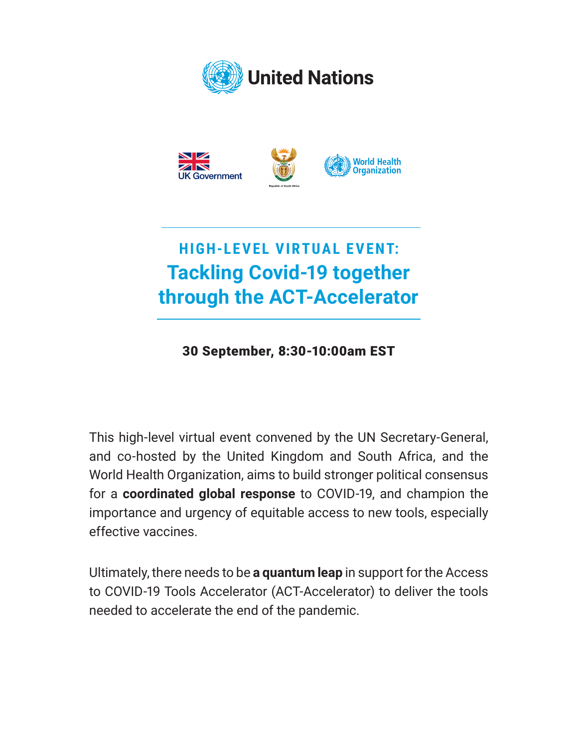United Nations

UK Government

Republic of South Africa

World Health Organization

## HIGH-LEVEL VIRTUAL EVENT:

# Tackling Covid-19 together through the ACT-Accelerator

**30 September, 8:30-10:00am EST**

This high-level virtual event convened by the UN Secretary-General, and co-hosted by the United Kingdom and South Africa, and the World Health Organization, aims to build stronger political consensus for a **coordinated global response** to COVID-19, and champion the importance and urgency of equitable access to new tools, especially effective vaccines.

Ultimately, there needs to be **a quantum leap** in support for the Access to COVID-19 Tools Accelerator (ACT-Accelerator) to deliver the tools needed to accelerate the end of the pandemic.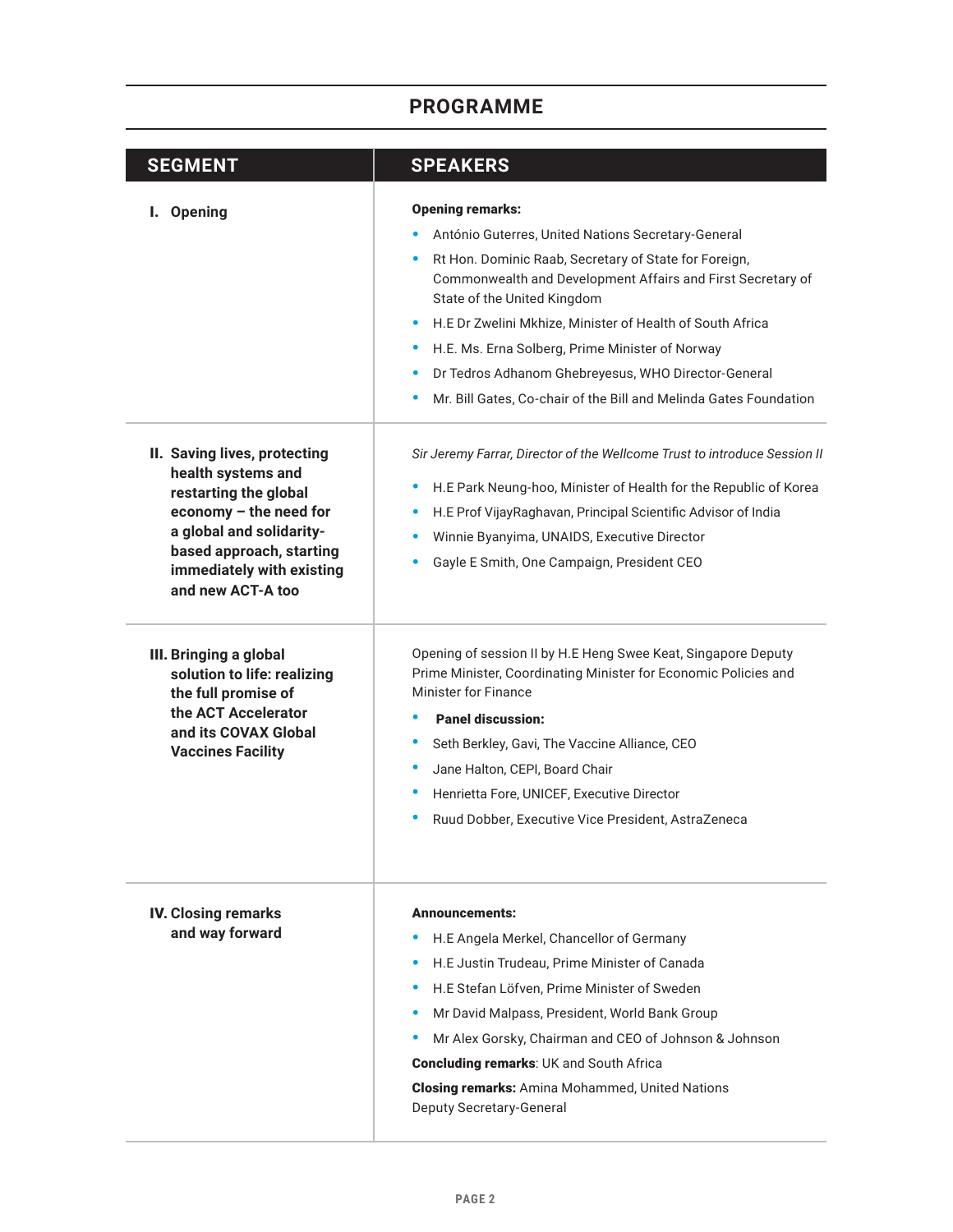## PROGRAMME

| SEGMENT | SPEAKERS |
| --- | --- |
| **I. Opening** | **Opening remarks:**<br>• António Guterres, United Nations Secretary-General<br>• Rt Hon. Dominic Raab, Secretary of State for Foreign, Commonwealth and Development Affairs and First Secretary of State of the United Kingdom<br>• H.E Dr Zwelini Mkhize, Minister of Health of South Africa<br>• H.E. Ms. Erna Solberg, Prime Minister of Norway<br>• Dr Tedros Adhanom Ghebreyesus, WHO Director-General<br>• Mr. Bill Gates, Co-chair of the Bill and Melinda Gates Foundation |
| **II. Saving lives, protecting health systems and restarting the global economy – the need for a global and solidarity-based approach, starting immediately with existing and new ACT-A too** | *Sir Jeremy Farrar, Director of the Wellcome Trust to introduce Session II*<br>• H.E Park Neung-hoo, Minister of Health for the Republic of Korea<br>• H.E Prof VijayRaghavan, Principal Scientific Advisor of India<br>• Winnie Byanyima, UNAIDS, Executive Director<br>• Gayle E Smith, One Campaign, President CEO |
| **III. Bringing a global solution to life: realizing the full promise of the ACT Accelerator and its COVAX Global Vaccines Facility** | Opening of session II by H.E Heng Swee Keat, Singapore Deputy Prime Minister, Coordinating Minister for Economic Policies and Minister for Finance<br>• **Panel discussion:**<br>• Seth Berkley, Gavi, The Vaccine Alliance, CEO<br>• Jane Halton, CEPI, Board Chair<br>• Henrietta Fore, UNICEF, Executive Director<br>• Ruud Dobber, Executive Vice President, AstraZeneca |
| **IV. Closing remarks and way forward** | **Announcements:**<br>• H.E Angela Merkel, Chancellor of Germany<br>• H.E Justin Trudeau, Prime Minister of Canada<br>• H.E Stefan Löfven, Prime Minister of Sweden<br>• Mr David Malpass, President, World Bank Group<br>• Mr Alex Gorsky, Chairman and CEO of Johnson & Johnson<br>**Concluding remarks**: UK and South Africa<br>**Closing remarks:** Amina Mohammed, United Nations Deputy Secretary-General |